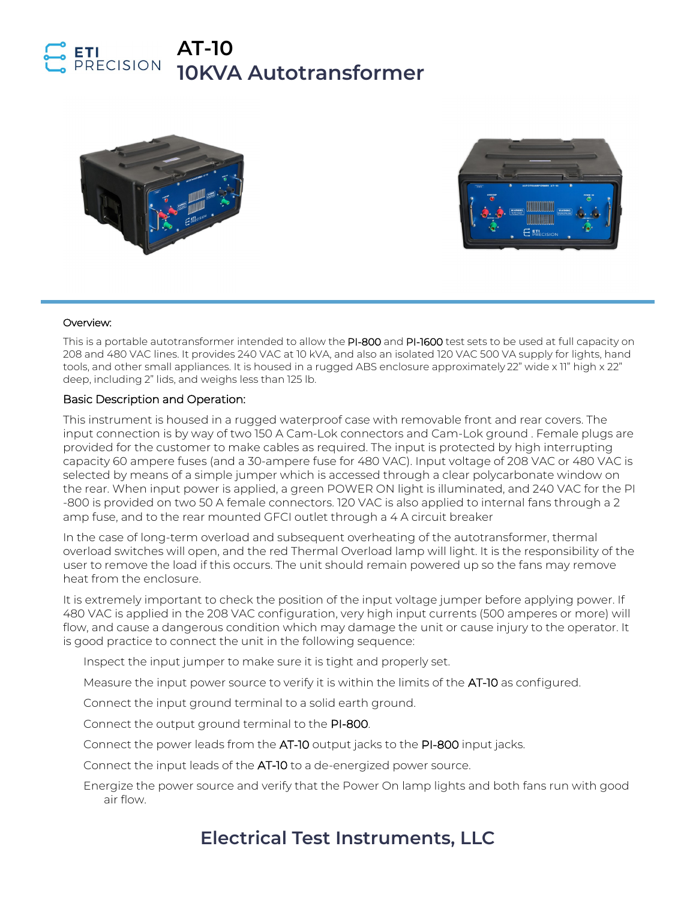ETI PRECISION

# AT-10
# 10KVA Autotransformer

Overview:

This is a portable autotransformer intended to allow the PI-800 and PI-1600 test sets to be used at full capacity on 208 and 480 VAC lines. It provides 240 VAC at 10 kVA, and also an isolated 120 VAC 500 VA supply for lights, hand tools, and other small appliances. It is housed in a rugged ABS enclosure approximately 22" wide x 11" high x 22" deep, including 2" lids, and weighs less than 125 lb.

## Basic Description and Operation:

This instrument is housed in a rugged waterproof case with removable front and rear covers. The input connection is by way of two 150 A Cam-Lok connectors and Cam-Lok ground . Female plugs are provided for the customer to make cables as required. The input is protected by high interrupting capacity 60 ampere fuses (and a 30-ampere fuse for 480 VAC). Input voltage of 208 VAC or 480 VAC is selected by means of a simple jumper which is accessed through a clear polycarbonate window on the rear. When input power is applied, a green POWER ON light is illuminated, and 240 VAC for the PI -800 is provided on two 50 A female connectors. 120 VAC is also applied to internal fans through a 2 amp fuse, and to the rear mounted GFCI outlet through a 4 A circuit breaker

In the case of long-term overload and subsequent overheating of the autotransformer, thermal overload switches will open, and the red Thermal Overload lamp will light. It is the responsibility of the user to remove the load if this occurs. The unit should remain powered up so the fans may remove heat from the enclosure.

It is extremely important to check the position of the input voltage jumper before applying power. If 480 VAC is applied in the 208 VAC configuration, very high input currents (500 amperes or more) will flow, and cause a dangerous condition which may damage the unit or cause injury to the operator. It is good practice to connect the unit in the following sequence:

Inspect the input jumper to make sure it is tight and properly set.

Measure the input power source to verify it is within the limits of the AT-10 as configured.

Connect the input ground terminal to a solid earth ground.

Connect the output ground terminal to the PI-800.

Connect the power leads from the AT-10 output jacks to the PI-800 input jacks.

Connect the input leads of the AT-10 to a de-energized power source.

Energize the power source and verify that the Power On lamp lights and both fans run with good air flow.

## Electrical Test Instruments, LLC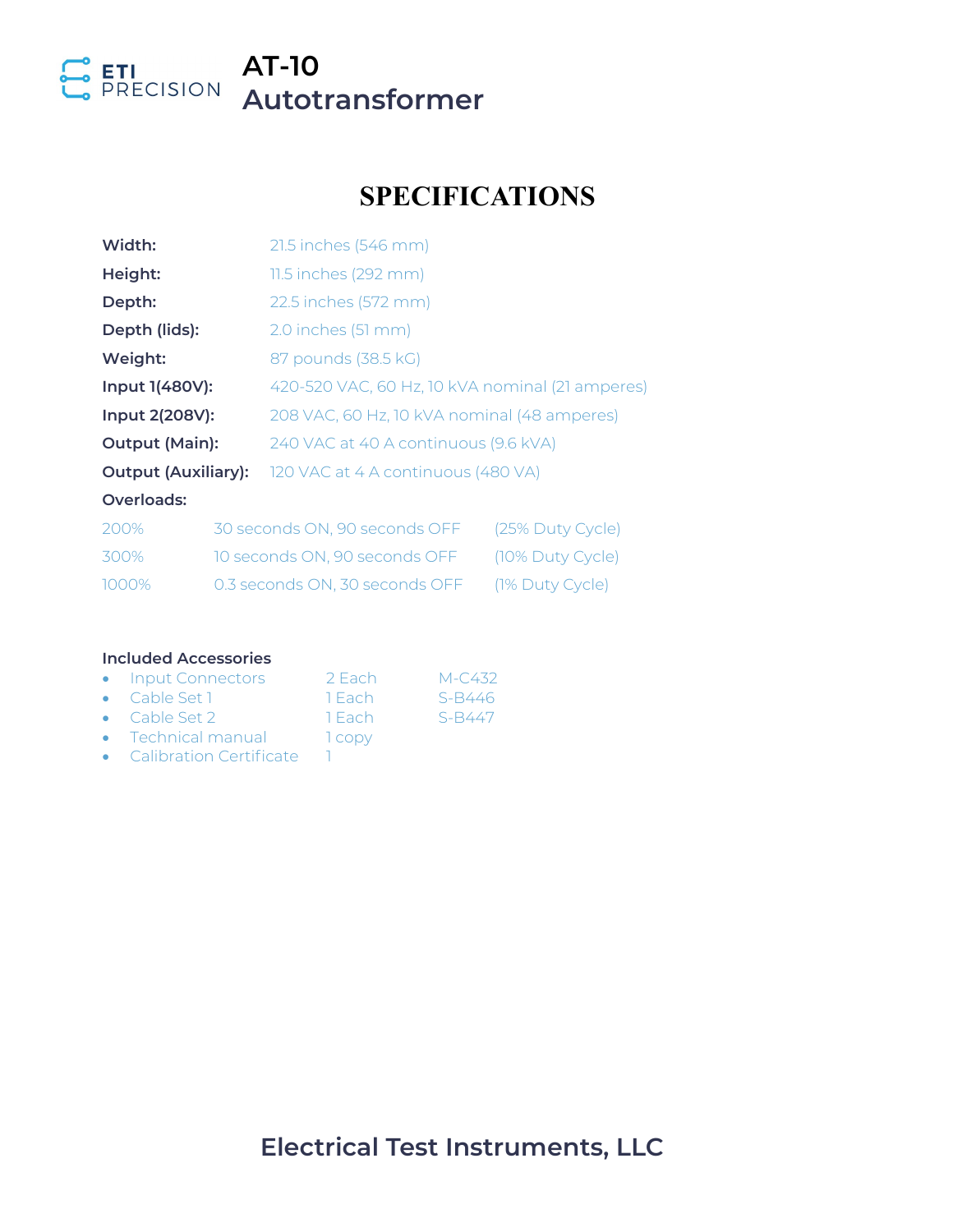ETI PRECISION

# AT-10 Autotransformer

## SPECIFICATIONS

| | |
|---|---|
| **Width:** | 21.5 inches (546 mm) |
| **Height:** | 11.5 inches (292 mm) |
| **Depth:** | 22.5 inches (572 mm) |
| **Depth (lids):** | 2.0 inches (51 mm) |
| **Weight:** | 87 pounds (38.5 kG) |
| **Input 1(480V):** | 420-520 VAC, 60 Hz, 10 kVA nominal (21 amperes) |
| **Input 2(208V):** | 208 VAC, 60 Hz, 10 kVA nominal (48 amperes) |
| **Output (Main):** | 240 VAC at 40 A continuous (9.6 kVA) |
| **Output (Auxiliary):** | 120 VAC at 4 A continuous (480 VA) |

**Overloads:**

| | | |
|---|---|---|
| 200% | 30 seconds ON, 90 seconds OFF | (25% Duty Cycle) |
| 300% | 10 seconds ON, 90 seconds OFF | (10% Duty Cycle) |
| 1000% | 0.3 seconds ON, 30 seconds OFF | (1% Duty Cycle) |

**Included Accessories**

- Input Connectors — 2 Each — M-C432
- Cable Set 1 — 1 Each — S-B446
- Cable Set 2 — 1 Each — S-B447
- Technical manual — 1 copy
- Calibration Certificate — 1

Electrical Test Instruments, LLC